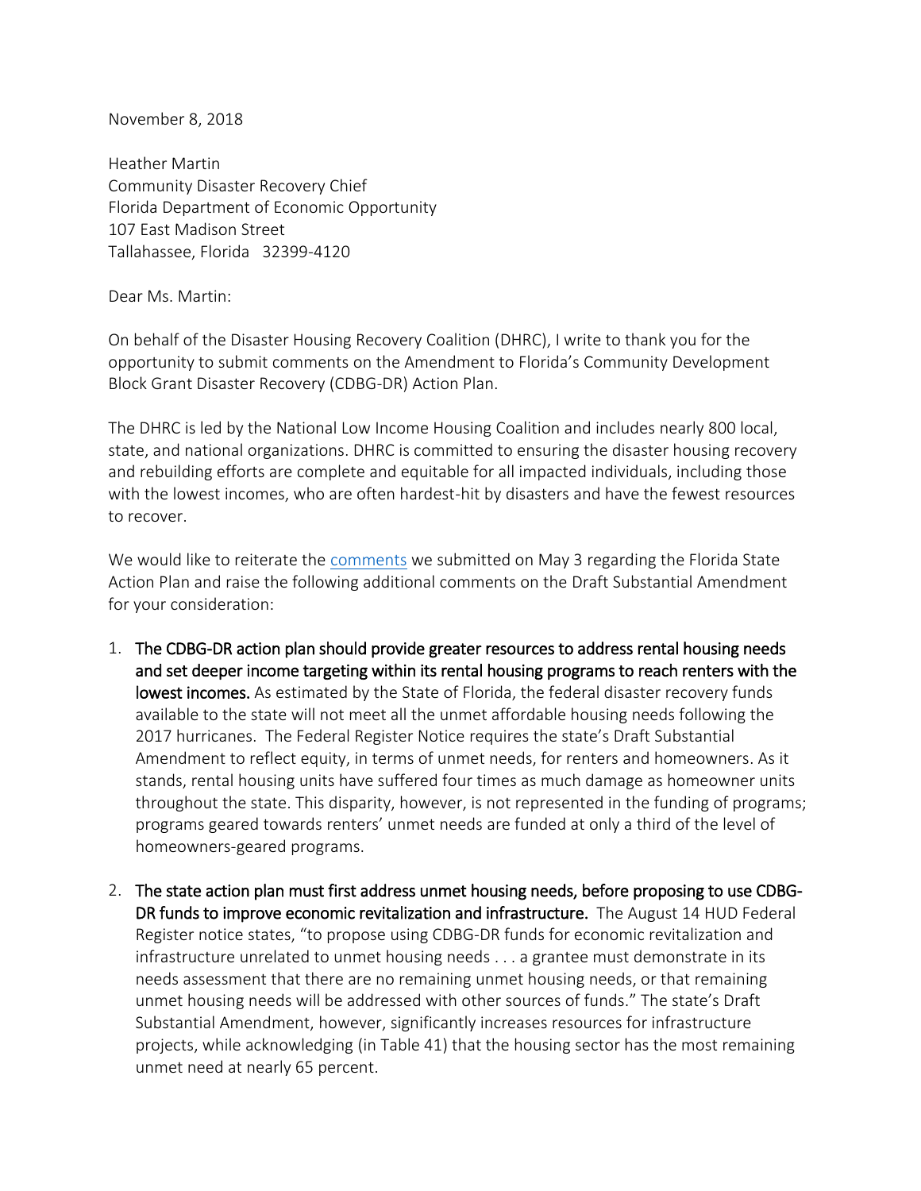November 8, 2018

Heather Martin
Community Disaster Recovery Chief
Florida Department of Economic Opportunity
107 East Madison Street
Tallahassee, Florida 32399-4120

Dear Ms. Martin:

On behalf of the Disaster Housing Recovery Coalition (DHRC), I write to thank you for the opportunity to submit comments on the Amendment to Florida's Community Development Block Grant Disaster Recovery (CDBG-DR) Action Plan.

The DHRC is led by the National Low Income Housing Coalition and includes nearly 800 local, state, and national organizations. DHRC is committed to ensuring the disaster housing recovery and rebuilding efforts are complete and equitable for all impacted individuals, including those with the lowest incomes, who are often hardest-hit by disasters and have the fewest resources to recover.

We would like to reiterate the comments we submitted on May 3 regarding the Florida State Action Plan and raise the following additional comments on the Draft Substantial Amendment for your consideration:

1. **The CDBG-DR action plan should provide greater resources to address rental housing needs and set deeper income targeting within its rental housing programs to reach renters with the lowest incomes.** As estimated by the State of Florida, the federal disaster recovery funds available to the state will not meet all the unmet affordable housing needs following the 2017 hurricanes. The Federal Register Notice requires the state's Draft Substantial Amendment to reflect equity, in terms of unmet needs, for renters and homeowners. As it stands, rental housing units have suffered four times as much damage as homeowner units throughout the state. This disparity, however, is not represented in the funding of programs; programs geared towards renters' unmet needs are funded at only a third of the level of homeowners-geared programs.

2. **The state action plan must first address unmet housing needs, before proposing to use CDBG-DR funds to improve economic revitalization and infrastructure.** The August 14 HUD Federal Register notice states, "to propose using CDBG-DR funds for economic revitalization and infrastructure unrelated to unmet housing needs . . . a grantee must demonstrate in its needs assessment that there are no remaining unmet housing needs, or that remaining unmet housing needs will be addressed with other sources of funds." The state's Draft Substantial Amendment, however, significantly increases resources for infrastructure projects, while acknowledging (in Table 41) that the housing sector has the most remaining unmet need at nearly 65 percent.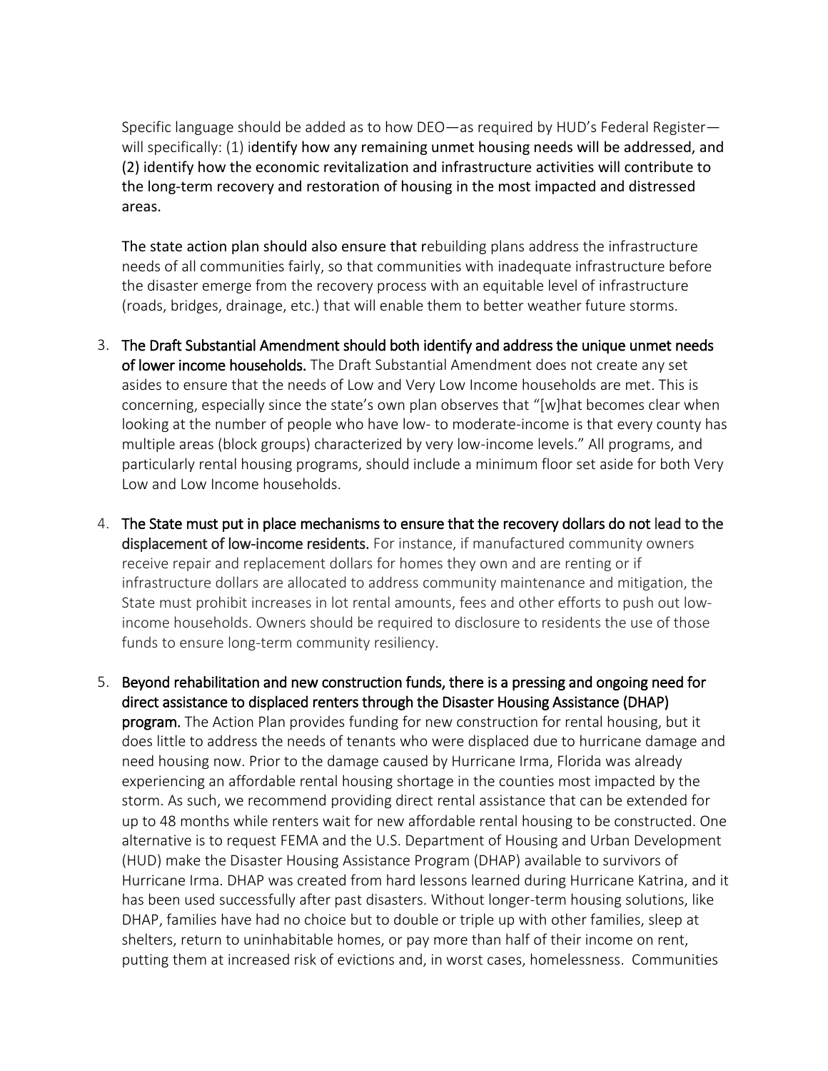Specific language should be added as to how DEO—as required by HUD's Federal Register—will specifically: (1) i**dentify how any remaining unmet housing needs will be addressed, and (2) identify how the economic revitalization and infrastructure activities will contribute to the long-term recovery and restoration of housing in the most impacted and distressed areas.**

**The state action plan should also ensure that r**ebuilding plans address the infrastructure needs of all communities fairly, so that communities with inadequate infrastructure before the disaster emerge from the recovery process with an equitable level of infrastructure (roads, bridges, drainage, etc.) that will enable them to better weather future storms.

3. **The Draft Substantial Amendment should both identify and address the unique unmet needs of lower income households.** The Draft Substantial Amendment does not create any set asides to ensure that the needs of Low and Very Low Income households are met. This is concerning, especially since the state's own plan observes that "[w]hat becomes clear when looking at the number of people who have low- to moderate-income is that every county has multiple areas (block groups) characterized by very low-income levels." All programs, and particularly rental housing programs, should include a minimum floor set aside for both Very Low and Low Income households.

4. **The State must put in place mechanisms to ensure that the recovery dollars do not** lead to the **displacement of low-income residents.** For instance, if manufactured community owners receive repair and replacement dollars for homes they own and are renting or if infrastructure dollars are allocated to address community maintenance and mitigation, the State must prohibit increases in lot rental amounts, fees and other efforts to push out low-income households. Owners should be required to disclosure to residents the use of those funds to ensure long-term community resiliency.

5. **Beyond rehabilitation and new construction funds, there is a pressing and ongoing need for direct assistance to displaced renters through the Disaster Housing Assistance (DHAP) program.** The Action Plan provides funding for new construction for rental housing, but it does little to address the needs of tenants who were displaced due to hurricane damage and need housing now. Prior to the damage caused by Hurricane Irma, Florida was already experiencing an affordable rental housing shortage in the counties most impacted by the storm. As such, we recommend providing direct rental assistance that can be extended for up to 48 months while renters wait for new affordable rental housing to be constructed. One alternative is to request FEMA and the U.S. Department of Housing and Urban Development (HUD) make the Disaster Housing Assistance Program (DHAP) available to survivors of Hurricane Irma. DHAP was created from hard lessons learned during Hurricane Katrina, and it has been used successfully after past disasters. Without longer-term housing solutions, like DHAP, families have had no choice but to double or triple up with other families, sleep at shelters, return to uninhabitable homes, or pay more than half of their income on rent, putting them at increased risk of evictions and, in worst cases, homelessness. Communities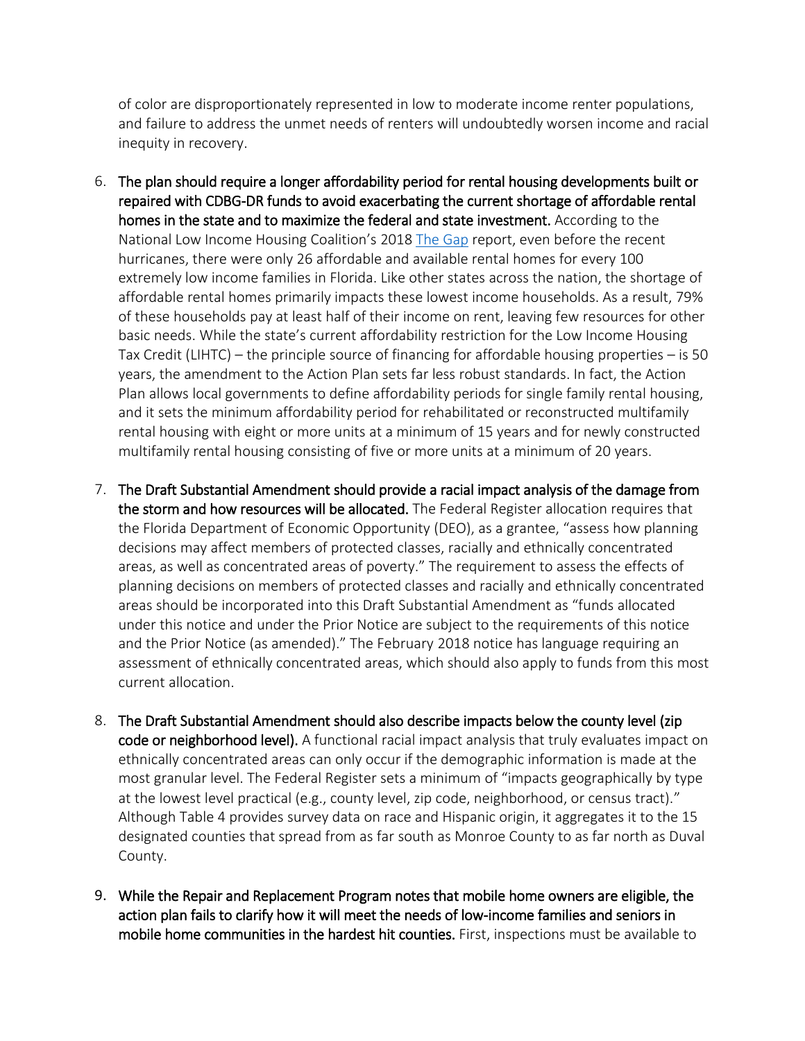of color are disproportionately represented in low to moderate income renter populations, and failure to address the unmet needs of renters will undoubtedly worsen income and racial inequity in recovery.

6. **The plan should require a longer affordability period for rental housing developments built or repaired with CDBG-DR funds to avoid exacerbating the current shortage of affordable rental homes in the state and to maximize the federal and state investment.** According to the National Low Income Housing Coalition's 2018 The Gap report, even before the recent hurricanes, there were only 26 affordable and available rental homes for every 100 extremely low income families in Florida. Like other states across the nation, the shortage of affordable rental homes primarily impacts these lowest income households. As a result, 79% of these households pay at least half of their income on rent, leaving few resources for other basic needs. While the state's current affordability restriction for the Low Income Housing Tax Credit (LIHTC) – the principle source of financing for affordable housing properties – is 50 years, the amendment to the Action Plan sets far less robust standards. In fact, the Action Plan allows local governments to define affordability periods for single family rental housing, and it sets the minimum affordability period for rehabilitated or reconstructed multifamily rental housing with eight or more units at a minimum of 15 years and for newly constructed multifamily rental housing consisting of five or more units at a minimum of 20 years.

7. **The Draft Substantial Amendment should provide a racial impact analysis of the damage from the storm and how resources will be allocated.** The Federal Register allocation requires that the Florida Department of Economic Opportunity (DEO), as a grantee, "assess how planning decisions may affect members of protected classes, racially and ethnically concentrated areas, as well as concentrated areas of poverty." The requirement to assess the effects of planning decisions on members of protected classes and racially and ethnically concentrated areas should be incorporated into this Draft Substantial Amendment as "funds allocated under this notice and under the Prior Notice are subject to the requirements of this notice and the Prior Notice (as amended)." The February 2018 notice has language requiring an assessment of ethnically concentrated areas, which should also apply to funds from this most current allocation.

8. **The Draft Substantial Amendment should also describe impacts below the county level (zip code or neighborhood level).** A functional racial impact analysis that truly evaluates impact on ethnically concentrated areas can only occur if the demographic information is made at the most granular level. The Federal Register sets a minimum of "impacts geographically by type at the lowest level practical (e.g., county level, zip code, neighborhood, or census tract)." Although Table 4 provides survey data on race and Hispanic origin, it aggregates it to the 15 designated counties that spread from as far south as Monroe County to as far north as Duval County.

9. **While the Repair and Replacement Program notes that mobile home owners are eligible, the action plan fails to clarify how it will meet the needs of low-income families and seniors in mobile home communities in the hardest hit counties.** First, inspections must be available to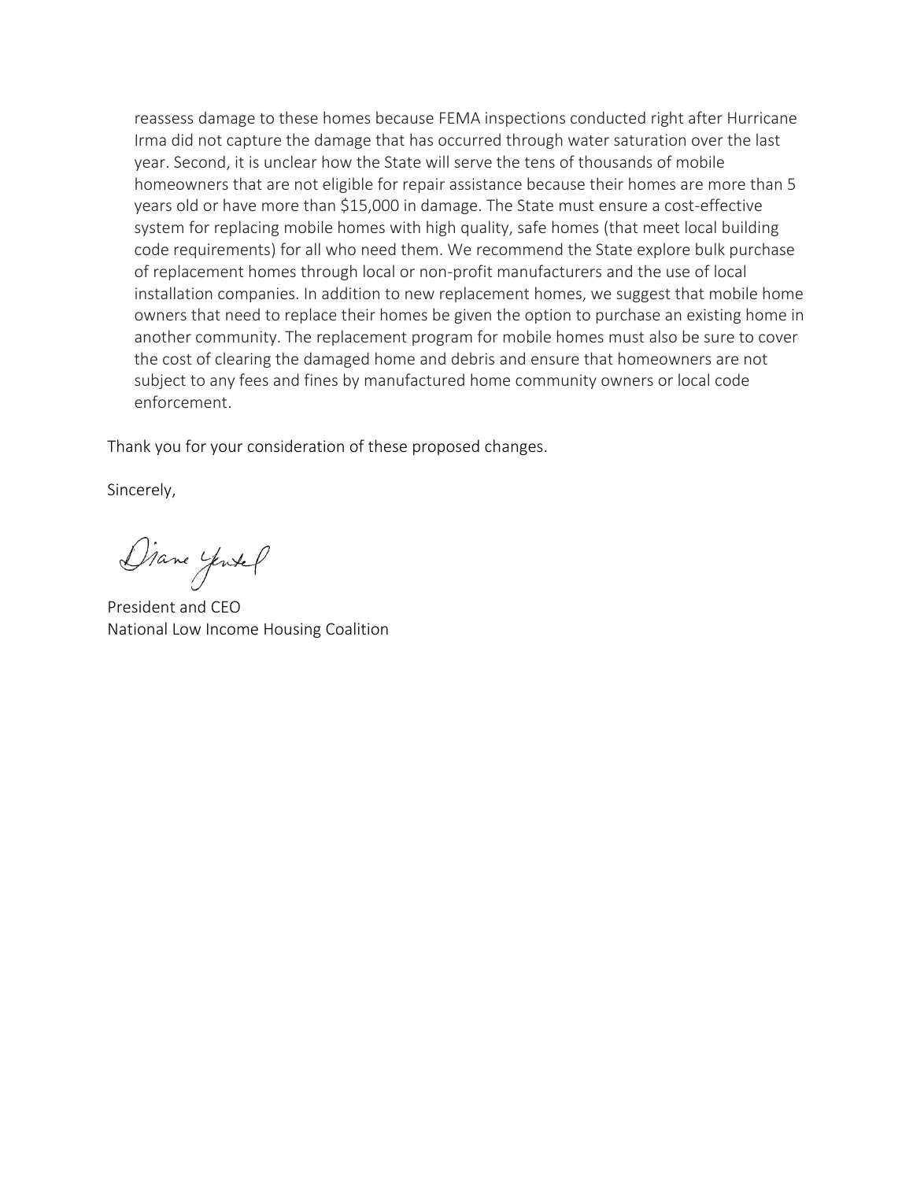reassess damage to these homes because FEMA inspections conducted right after Hurricane Irma did not capture the damage that has occurred through water saturation over the last year. Second, it is unclear how the State will serve the tens of thousands of mobile homeowners that are not eligible for repair assistance because their homes are more than 5 years old or have more than $15,000 in damage. The State must ensure a cost-effective system for replacing mobile homes with high quality, safe homes (that meet local building code requirements) for all who need them. We recommend the State explore bulk purchase of replacement homes through local or non-profit manufacturers and the use of local installation companies. In addition to new replacement homes, we suggest that mobile home owners that need to replace their homes be given the option to purchase an existing home in another community. The replacement program for mobile homes must also be sure to cover the cost of clearing the damaged home and debris and ensure that homeowners are not subject to any fees and fines by manufactured home community owners or local code enforcement.

Thank you for your consideration of these proposed changes.

Sincerely,

Diane Yentel

President and CEO
National Low Income Housing Coalition